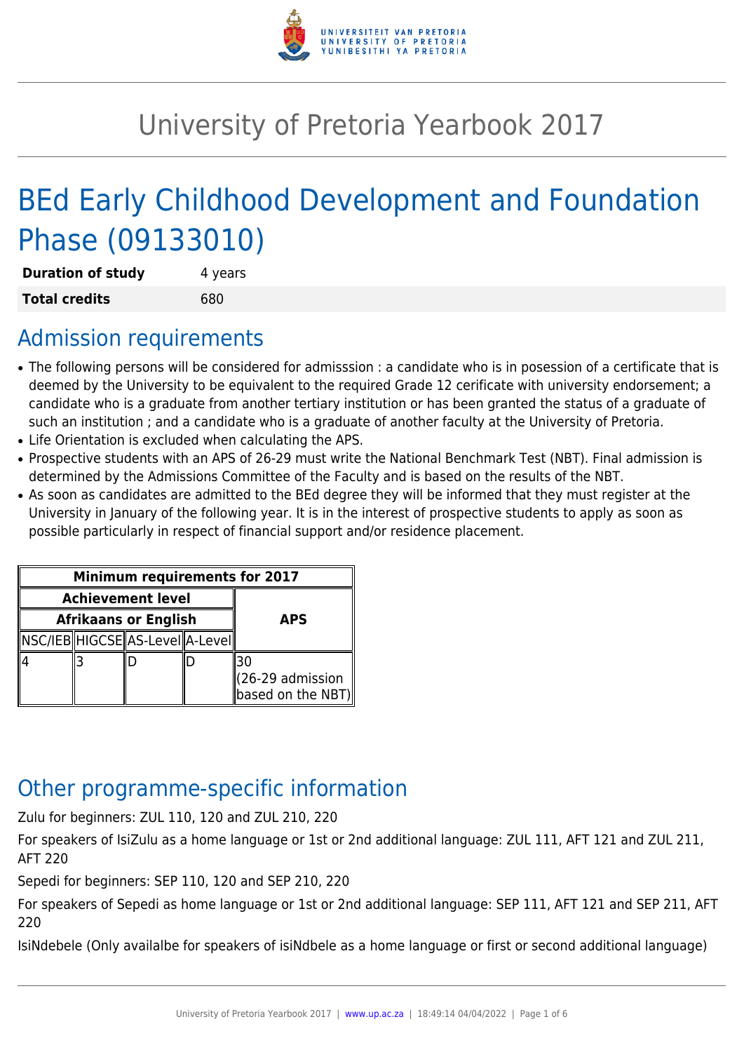# University of Pretoria Yearbook 2017

# BEd Early Childhood Development and Foundation Phase (09133010)

| | |
|---|---|
| **Duration of study** | 4 years |
| **Total credits** | 680 |

## Admission requirements

- The following persons will be considered for admisssion : a candidate who is in posession of a certificate that is deemed by the University to be equivalent to the required Grade 12 cerificate with university endorsement; a candidate who is a graduate from another tertiary institution or has been granted the status of a graduate of such an institution ; and a candidate who is a graduate of another faculty at the University of Pretoria.
- Life Orientation is excluded when calculating the APS.
- Prospective students with an APS of 26-29 must write the National Benchmark Test (NBT). Final admission is determined by the Admissions Committee of the Faculty and is based on the results of the NBT.
- As soon as candidates are admitted to the BEd degree they will be informed that they must register at the University in January of the following year. It is in the interest of prospective students to apply as soon as possible particularly in respect of financial support and/or residence placement.

| Minimum requirements for 2017 | | | | |
|---|---|---|---|---|
| Achievement level | | | | APS |
| Afrikaans or English | | | | |
| NSC/IEB | HIGCSE | AS-Level | A-Level | |
| 4 | 3 | D | D | 30 (26-29 admission based on the NBT) |

## Other programme-specific information

Zulu for beginners: ZUL 110, 120 and ZUL 210, 220

For speakers of IsiZulu as a home language or 1st or 2nd additional language: ZUL 111, AFT 121 and ZUL 211, AFT 220

Sepedi for beginners: SEP 110, 120 and SEP 210, 220

For speakers of Sepedi as home language or 1st or 2nd additional language: SEP 111, AFT 121 and SEP 211, AFT 220

IsiNdebele (Only availalbe for speakers of isiNdbele as a home language or first or second additional language)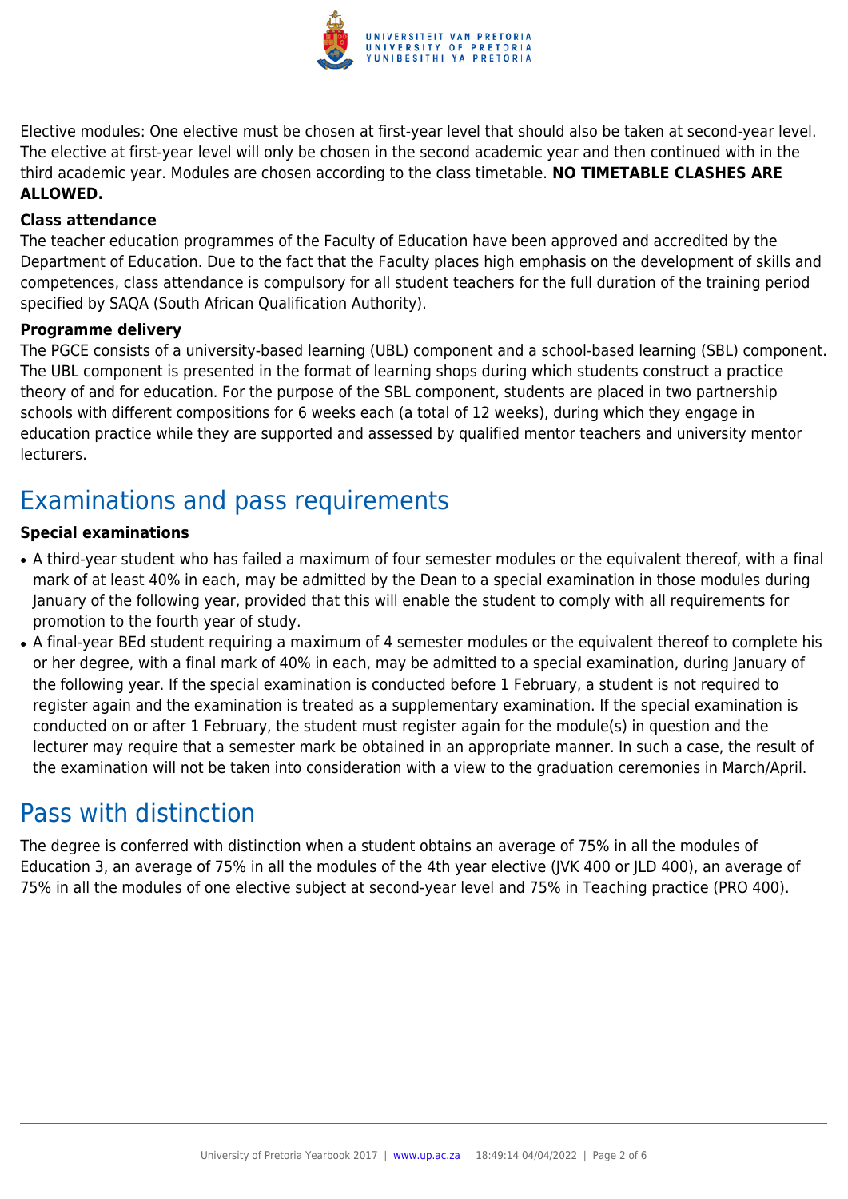Elective modules: One elective must be chosen at first-year level that should also be taken at second-year level. The elective at first-year level will only be chosen in the second academic year and then continued with in the third academic year. Modules are chosen according to the class timetable. **NO TIMETABLE CLASHES ARE ALLOWED.**

### Class attendance

The teacher education programmes of the Faculty of Education have been approved and accredited by the Department of Education. Due to the fact that the Faculty places high emphasis on the development of skills and competences, class attendance is compulsory for all student teachers for the full duration of the training period specified by SAQA (South African Qualification Authority).

### Programme delivery

The PGCE consists of a university-based learning (UBL) component and a school-based learning (SBL) component. The UBL component is presented in the format of learning shops during which students construct a practice theory of and for education. For the purpose of the SBL component, students are placed in two partnership schools with different compositions for 6 weeks each (a total of 12 weeks), during which they engage in education practice while they are supported and assessed by qualified mentor teachers and university mentor lecturers.

## Examinations and pass requirements

### Special examinations

- A third-year student who has failed a maximum of four semester modules or the equivalent thereof, with a final mark of at least 40% in each, may be admitted by the Dean to a special examination in those modules during January of the following year, provided that this will enable the student to comply with all requirements for promotion to the fourth year of study.
- A final-year BEd student requiring a maximum of 4 semester modules or the equivalent thereof to complete his or her degree, with a final mark of 40% in each, may be admitted to a special examination, during January of the following year. If the special examination is conducted before 1 February, a student is not required to register again and the examination is treated as a supplementary examination. If the special examination is conducted on or after 1 February, the student must register again for the module(s) in question and the lecturer may require that a semester mark be obtained in an appropriate manner. In such a case, the result of the examination will not be taken into consideration with a view to the graduation ceremonies in March/April.

## Pass with distinction

The degree is conferred with distinction when a student obtains an average of 75% in all the modules of Education 3, an average of 75% in all the modules of the 4th year elective (JVK 400 or JLD 400), an average of 75% in all the modules of one elective subject at second-year level and 75% in Teaching practice (PRO 400).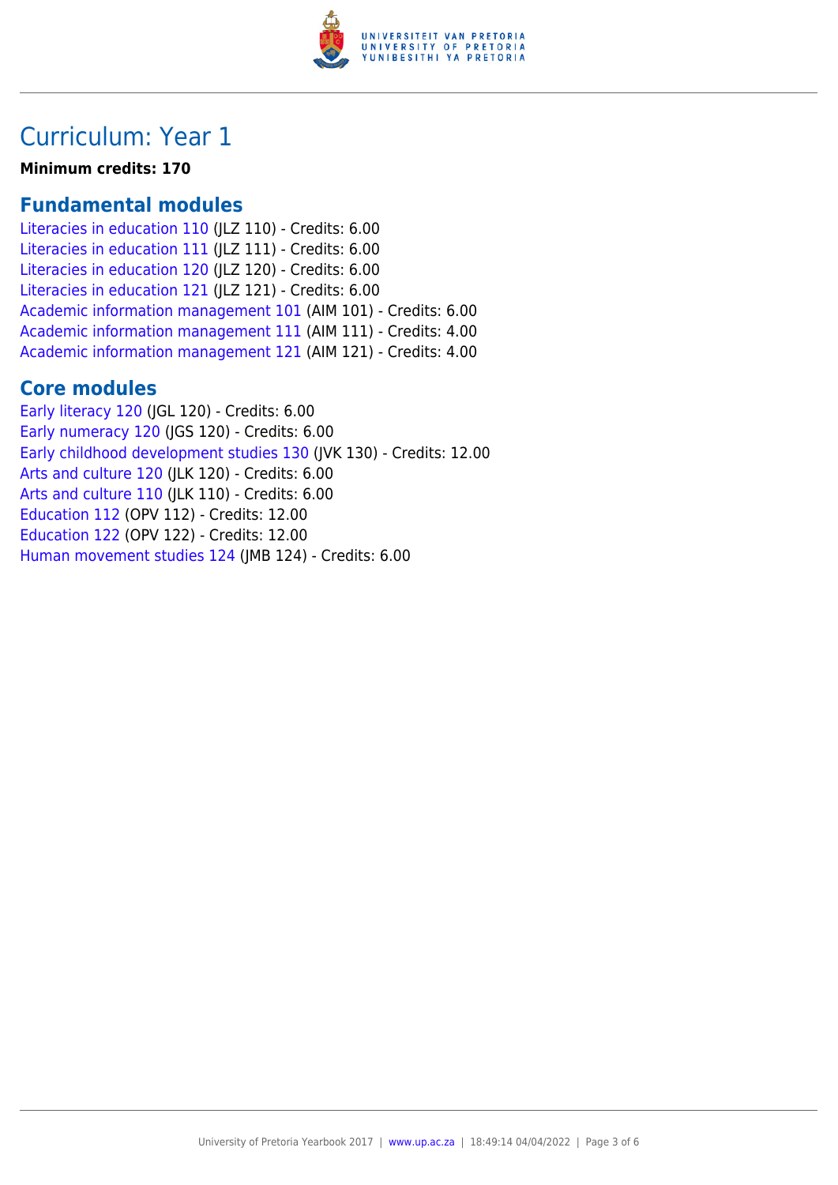# Curriculum: Year 1

**Minimum credits: 170**

## Fundamental modules

Literacies in education 110 (JLZ 110) - Credits: 6.00
Literacies in education 111 (JLZ 111) - Credits: 6.00
Literacies in education 120 (JLZ 120) - Credits: 6.00
Literacies in education 121 (JLZ 121) - Credits: 6.00
Academic information management 101 (AIM 101) - Credits: 6.00
Academic information management 111 (AIM 111) - Credits: 4.00
Academic information management 121 (AIM 121) - Credits: 4.00

## Core modules

Early literacy 120 (JGL 120) - Credits: 6.00
Early numeracy 120 (JGS 120) - Credits: 6.00
Early childhood development studies 130 (JVK 130) - Credits: 12.00
Arts and culture 120 (JLK 120) - Credits: 6.00
Arts and culture 110 (JLK 110) - Credits: 6.00
Education 112 (OPV 112) - Credits: 12.00
Education 122 (OPV 122) - Credits: 12.00
Human movement studies 124 (JMB 124) - Credits: 6.00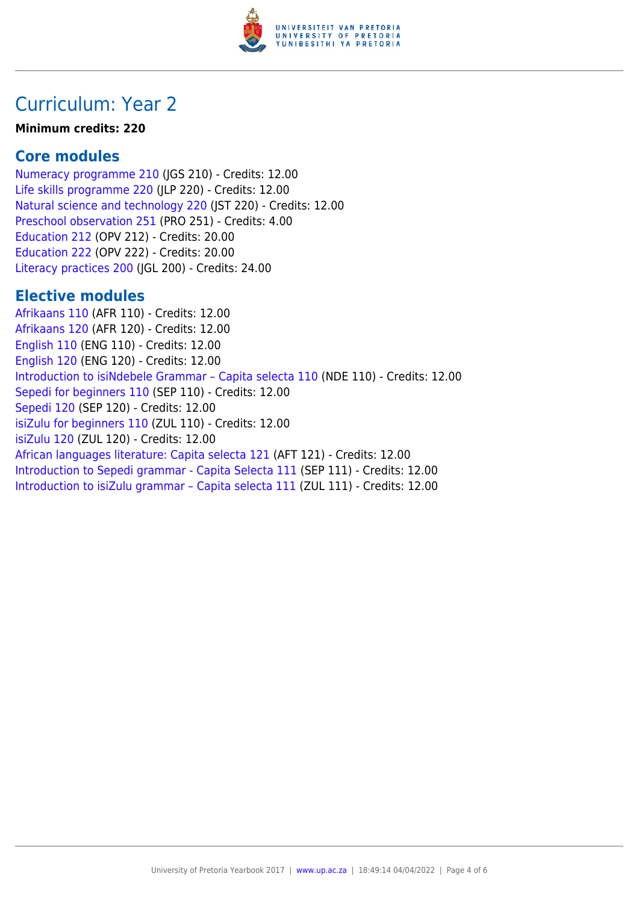# Curriculum: Year 2

**Minimum credits: 220**

## Core modules

Numeracy programme 210 (JGS 210) - Credits: 12.00
Life skills programme 220 (JLP 220) - Credits: 12.00
Natural science and technology 220 (JST 220) - Credits: 12.00
Preschool observation 251 (PRO 251) - Credits: 4.00
Education 212 (OPV 212) - Credits: 20.00
Education 222 (OPV 222) - Credits: 20.00
Literacy practices 200 (JGL 200) - Credits: 24.00

## Elective modules

Afrikaans 110 (AFR 110) - Credits: 12.00
Afrikaans 120 (AFR 120) - Credits: 12.00
English 110 (ENG 110) - Credits: 12.00
English 120 (ENG 120) - Credits: 12.00
Introduction to isiNdebele Grammar – Capita selecta 110 (NDE 110) - Credits: 12.00
Sepedi for beginners 110 (SEP 110) - Credits: 12.00
Sepedi 120 (SEP 120) - Credits: 12.00
isiZulu for beginners 110 (ZUL 110) - Credits: 12.00
isiZulu 120 (ZUL 120) - Credits: 12.00
African languages literature: Capita selecta 121 (AFT 121) - Credits: 12.00
Introduction to Sepedi grammar - Capita Selecta 111 (SEP 111) - Credits: 12.00
Introduction to isiZulu grammar – Capita selecta 111 (ZUL 111) - Credits: 12.00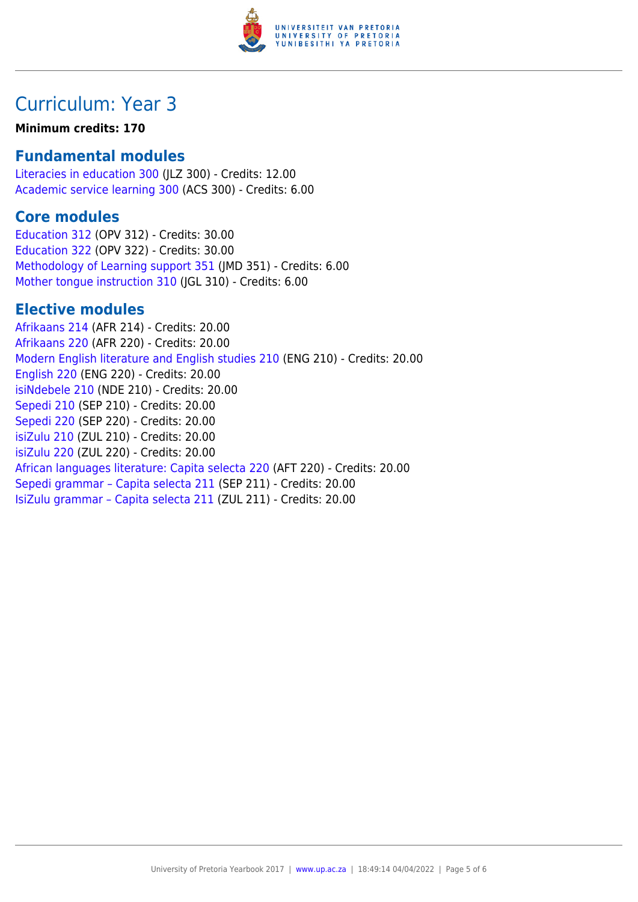# Curriculum: Year 3

**Minimum credits: 170**

## Fundamental modules

Literacies in education 300 (JLZ 300) - Credits: 12.00
Academic service learning 300 (ACS 300) - Credits: 6.00

## Core modules

Education 312 (OPV 312) - Credits: 30.00
Education 322 (OPV 322) - Credits: 30.00
Methodology of Learning support 351 (JMD 351) - Credits: 6.00
Mother tongue instruction 310 (JGL 310) - Credits: 6.00

## Elective modules

Afrikaans 214 (AFR 214) - Credits: 20.00
Afrikaans 220 (AFR 220) - Credits: 20.00
Modern English literature and English studies 210 (ENG 210) - Credits: 20.00
English 220 (ENG 220) - Credits: 20.00
isiNdebele 210 (NDE 210) - Credits: 20.00
Sepedi 210 (SEP 210) - Credits: 20.00
Sepedi 220 (SEP 220) - Credits: 20.00
isiZulu 210 (ZUL 210) - Credits: 20.00
isiZulu 220 (ZUL 220) - Credits: 20.00
African languages literature: Capita selecta 220 (AFT 220) - Credits: 20.00
Sepedi grammar – Capita selecta 211 (SEP 211) - Credits: 20.00
IsiZulu grammar – Capita selecta 211 (ZUL 211) - Credits: 20.00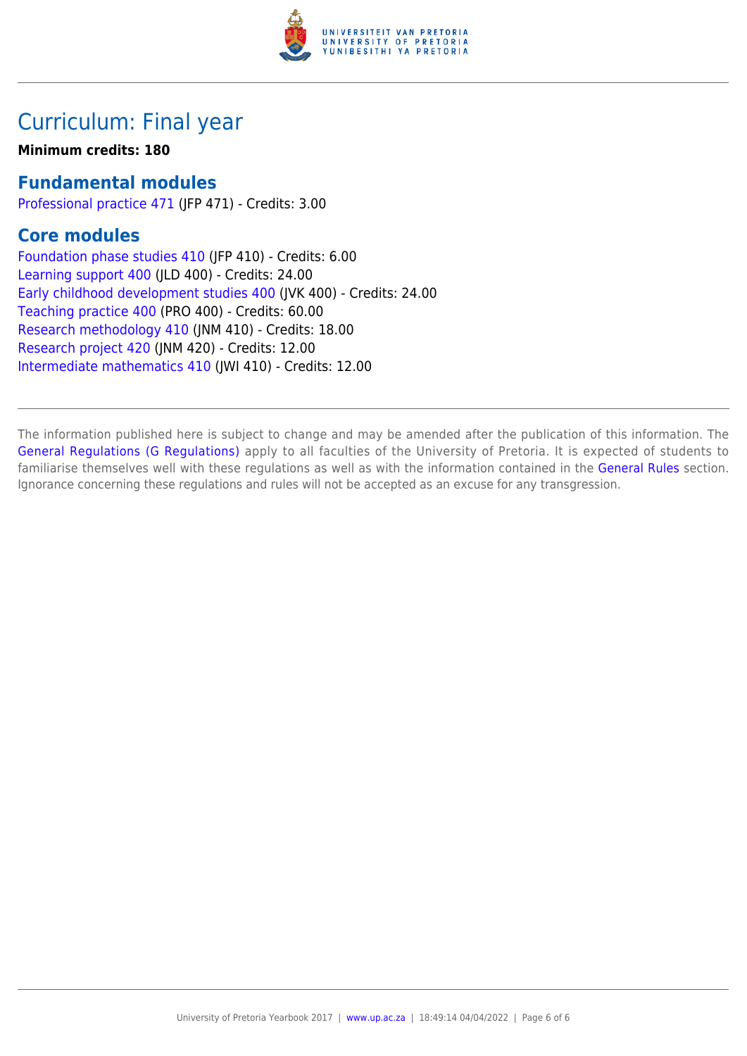# Curriculum: Final year

**Minimum credits: 180**

## Fundamental modules

Professional practice 471 (JFP 471) - Credits: 3.00

## Core modules

Foundation phase studies 410 (JFP 410) - Credits: 6.00
Learning support 400 (JLD 400) - Credits: 24.00
Early childhood development studies 400 (JVK 400) - Credits: 24.00
Teaching practice 400 (PRO 400) - Credits: 60.00
Research methodology 410 (JNM 410) - Credits: 18.00
Research project 420 (JNM 420) - Credits: 12.00
Intermediate mathematics 410 (JWI 410) - Credits: 12.00

---

The information published here is subject to change and may be amended after the publication of this information. The General Regulations (G Regulations) apply to all faculties of the University of Pretoria. It is expected of students to familiarise themselves well with these regulations as well as with the information contained in the General Rules section. Ignorance concerning these regulations and rules will not be accepted as an excuse for any transgression.